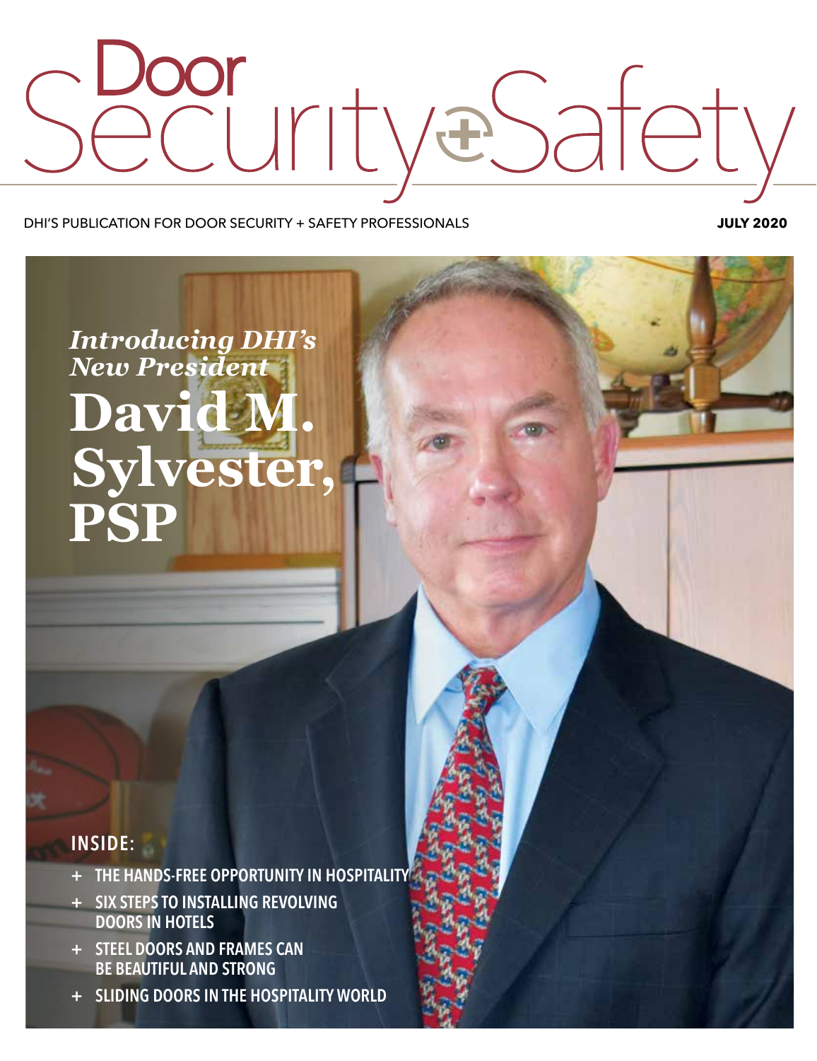# Door Security + Safety

DHI'S PUBLICATION FOR DOOR SECURITY + SAFETY PROFESSIONALS

**JULY 2020**

*Introducing DHI's New President*

## David M. Sylvester, PSP

**INSIDE:**

- THE HANDS-FREE OPPORTUNITY IN HOSPITALITY
- SIX STEPS TO INSTALLING REVOLVING DOORS IN HOTELS
- STEEL DOORS AND FRAMES CAN BE BEAUTIFUL AND STRONG
- SLIDING DOORS IN THE HOSPITALITY WORLD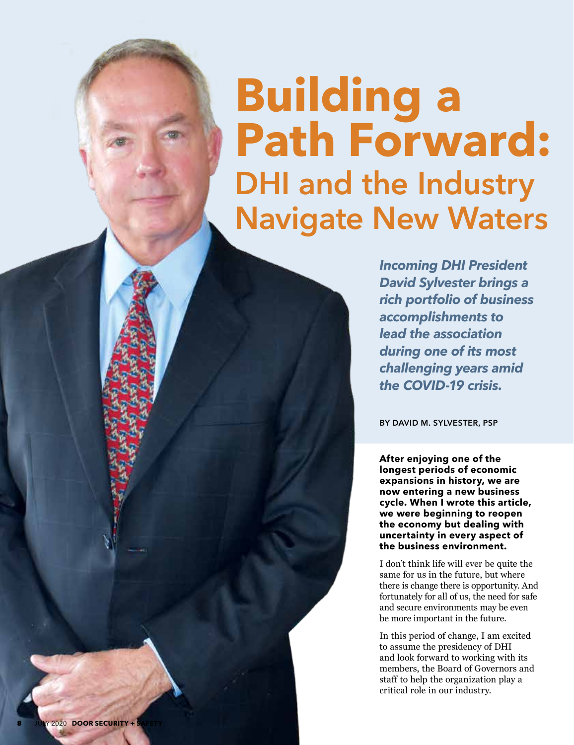# Building a Path Forward: DHI and the Industry Navigate New Waters

***Incoming DHI President David Sylvester brings a rich portfolio of business accomplishments to lead the association during one of its most challenging years amid the COVID-19 crisis.***

BY DAVID M. SYLVESTER, PSP

**After enjoying one of the longest periods of economic expansions in history, we are now entering a new business cycle. When I wrote this article, we were beginning to reopen the economy but dealing with uncertainty in every aspect of the business environment.**

I don't think life will ever be quite the same for us in the future, but where there is change there is opportunity. And fortunately for all of us, the need for safe and secure environments may be even be more important in the future.

In this period of change, I am excited to assume the presidency of DHI and look forward to working with its members, the Board of Governors and staff to help the organization play a critical role in our industry.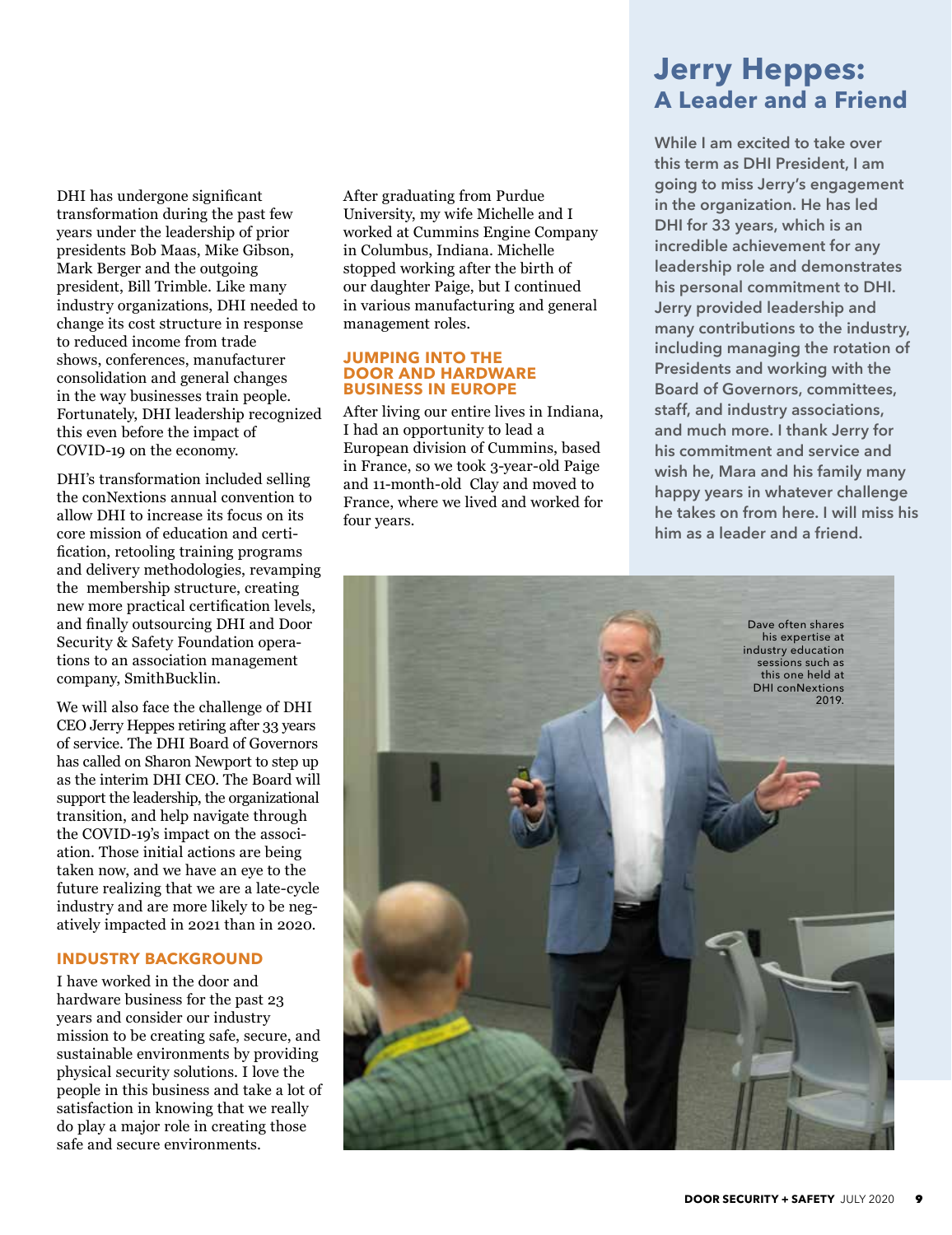DHI has undergone significant transformation during the past few years under the leadership of prior presidents Bob Maas, Mike Gibson, Mark Berger and the outgoing president, Bill Trimble. Like many industry organizations, DHI needed to change its cost structure in response to reduced income from trade shows, conferences, manufacturer consolidation and general changes in the way businesses train people. Fortunately, DHI leadership recognized this even before the impact of COVID-19 on the economy.

DHI's transformation included selling the conNextions annual convention to allow DHI to increase its focus on its core mission of education and certification, retooling training programs and delivery methodologies, revamping the membership structure, creating new more practical certification levels, and finally outsourcing DHI and Door Security & Safety Foundation operations to an association management company, SmithBucklin.

We will also face the challenge of DHI CEO Jerry Heppes retiring after 33 years of service. The DHI Board of Governors has called on Sharon Newport to step up as the interim DHI CEO. The Board will support the leadership, the organizational transition, and help navigate through the COVID-19's impact on the association. Those initial actions are being taken now, and we have an eye to the future realizing that we are a late-cycle industry and are more likely to be negatively impacted in 2021 than in 2020.

### INDUSTRY BACKGROUND

I have worked in the door and hardware business for the past 23 years and consider our industry mission to be creating safe, secure, and sustainable environments by providing physical security solutions. I love the people in this business and take a lot of satisfaction in knowing that we really do play a major role in creating those safe and secure environments.

After graduating from Purdue University, my wife Michelle and I worked at Cummins Engine Company in Columbus, Indiana. Michelle stopped working after the birth of our daughter Paige, but I continued in various manufacturing and general management roles.

### JUMPING INTO THE DOOR AND HARDWARE BUSINESS IN EUROPE

After living our entire lives in Indiana, I had an opportunity to lead a European division of Cummins, based in France, so we took 3-year-old Paige and 11-month-old Clay and moved to France, where we lived and worked for four years.

## Jerry Heppes: A Leader and a Friend

**While I am excited to take over this term as DHI President, I am going to miss Jerry's engagement in the organization. He has led DHI for 33 years, which is an incredible achievement for any leadership role and demonstrates his personal commitment to DHI. Jerry provided leadership and many contributions to the industry, including managing the rotation of Presidents and working with the Board of Governors, committees, staff, and industry associations, and much more. I thank Jerry for his commitment and service and wish he, Mara and his family many happy years in whatever challenge he takes on from here. I will miss his him as a leader and a friend.**

Dave often shares his expertise at industry education sessions such as this one held at DHI conNextions 2019.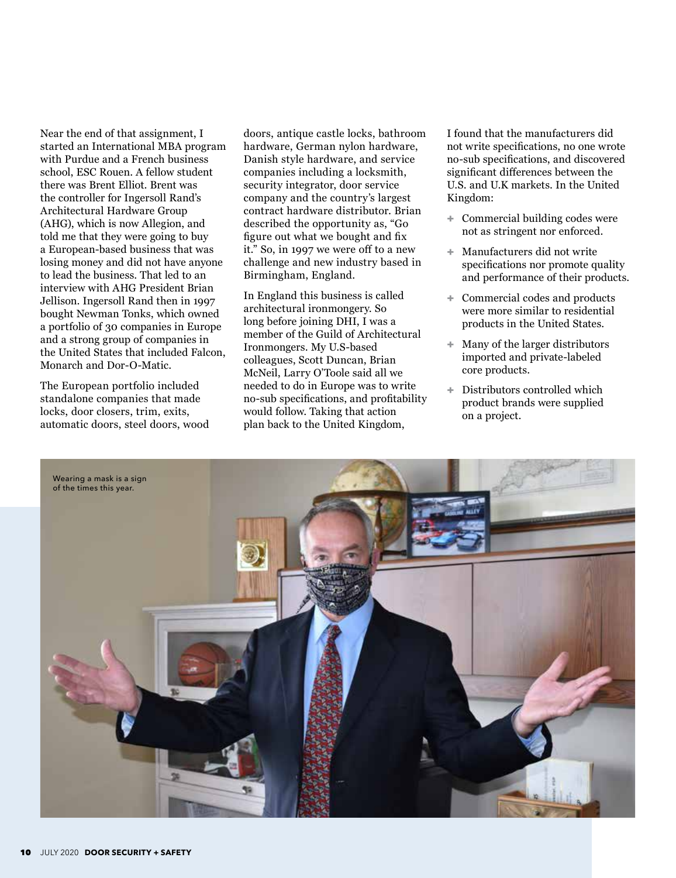Near the end of that assignment, I started an International MBA program with Purdue and a French business school, ESC Rouen. A fellow student there was Brent Elliot. Brent was the controller for Ingersoll Rand's Architectural Hardware Group (AHG), which is now Allegion, and told me that they were going to buy a European-based business that was losing money and did not have anyone to lead the business. That led to an interview with AHG President Brian Jellison. Ingersoll Rand then in 1997 bought Newman Tonks, which owned a portfolio of 30 companies in Europe and a strong group of companies in the United States that included Falcon, Monarch and Dor-O-Matic.

The European portfolio included standalone companies that made locks, door closers, trim, exits, automatic doors, steel doors, wood doors, antique castle locks, bathroom hardware, German nylon hardware, Danish style hardware, and service companies including a locksmith, security integrator, door service company and the country's largest contract hardware distributor. Brian described the opportunity as, "Go figure out what we bought and fix it." So, in 1997 we were off to a new challenge and new industry based in Birmingham, England.

In England this business is called architectural ironmongery. So long before joining DHI, I was a member of the Guild of Architectural Ironmongers. My U.S-based colleagues, Scott Duncan, Brian McNeil, Larry O'Toole said all we needed to do in Europe was to write no-sub specifications, and profitability would follow. Taking that action plan back to the United Kingdom, I found that the manufacturers did not write specifications, no one wrote no-sub specifications, and discovered significant differences between the U.S. and U.K markets. In the United Kingdom:

- Commercial building codes were not as stringent nor enforced.
- Manufacturers did not write specifications nor promote quality and performance of their products.
- Commercial codes and products were more similar to residential products in the United States.
- Many of the larger distributors imported and private-labeled core products.
- Distributors controlled which product brands were supplied on a project.

Wearing a mask is a sign of the times this year.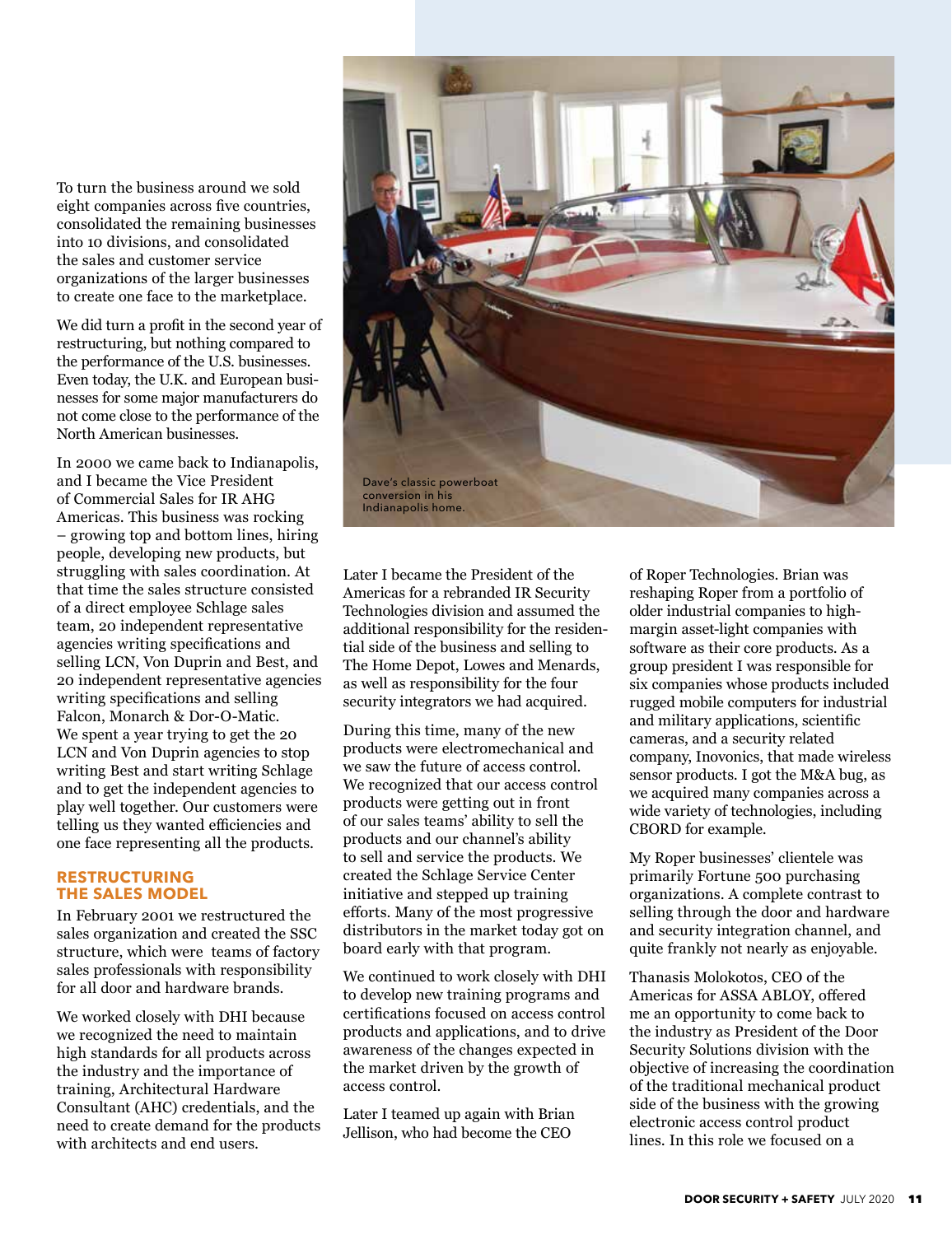To turn the business around we sold eight companies across five countries, consolidated the remaining businesses into 10 divisions, and consolidated the sales and customer service organizations of the larger businesses to create one face to the marketplace.

We did turn a profit in the second year of restructuring, but nothing compared to the performance of the U.S. businesses. Even today, the U.K. and European businesses for some major manufacturers do not come close to the performance of the North American businesses.

In 2000 we came back to Indianapolis, and I became the Vice President of Commercial Sales for IR AHG Americas. This business was rocking – growing top and bottom lines, hiring people, developing new products, but struggling with sales coordination. At that time the sales structure consisted of a direct employee Schlage sales team, 20 independent representative agencies writing specifications and selling LCN, Von Duprin and Best, and 20 independent representative agencies writing specifications and selling Falcon, Monarch & Dor-O-Matic. We spent a year trying to get the 20 LCN and Von Duprin agencies to stop writing Best and start writing Schlage and to get the independent agencies to play well together. Our customers were telling us they wanted efficiencies and one face representing all the products.

## RESTRUCTURING THE SALES MODEL

In February 2001 we restructured the sales organization and created the SSC structure, which were teams of factory sales professionals with responsibility for all door and hardware brands.

We worked closely with DHI because we recognized the need to maintain high standards for all products across the industry and the importance of training, Architectural Hardware Consultant (AHC) credentials, and the need to create demand for the products with architects and end users.

Dave's classic powerboat conversion in his Indianapolis home.

Later I became the President of the Americas for a rebranded IR Security Technologies division and assumed the additional responsibility for the residential side of the business and selling to The Home Depot, Lowes and Menards, as well as responsibility for the four security integrators we had acquired.

During this time, many of the new products were electromechanical and we saw the future of access control. We recognized that our access control products were getting out in front of our sales teams' ability to sell the products and our channel's ability to sell and service the products. We created the Schlage Service Center initiative and stepped up training efforts. Many of the most progressive distributors in the market today got on board early with that program.

We continued to work closely with DHI to develop new training programs and certifications focused on access control products and applications, and to drive awareness of the changes expected in the market driven by the growth of access control.

Later I teamed up again with Brian Jellison, who had become the CEO of Roper Technologies. Brian was reshaping Roper from a portfolio of older industrial companies to high-margin asset-light companies with software as their core products. As a group president I was responsible for six companies whose products included rugged mobile computers for industrial and military applications, scientific cameras, and a security related company, Inovonics, that made wireless sensor products. I got the M&A bug, as we acquired many companies across a wide variety of technologies, including CBORD for example.

My Roper businesses' clientele was primarily Fortune 500 purchasing organizations. A complete contrast to selling through the door and hardware and security integration channel, and quite frankly not nearly as enjoyable.

Thanasis Molokotos, CEO of the Americas for ASSA ABLOY, offered me an opportunity to come back to the industry as President of the Door Security Solutions division with the objective of increasing the coordination of the traditional mechanical product side of the business with the growing electronic access control product lines. In this role we focused on a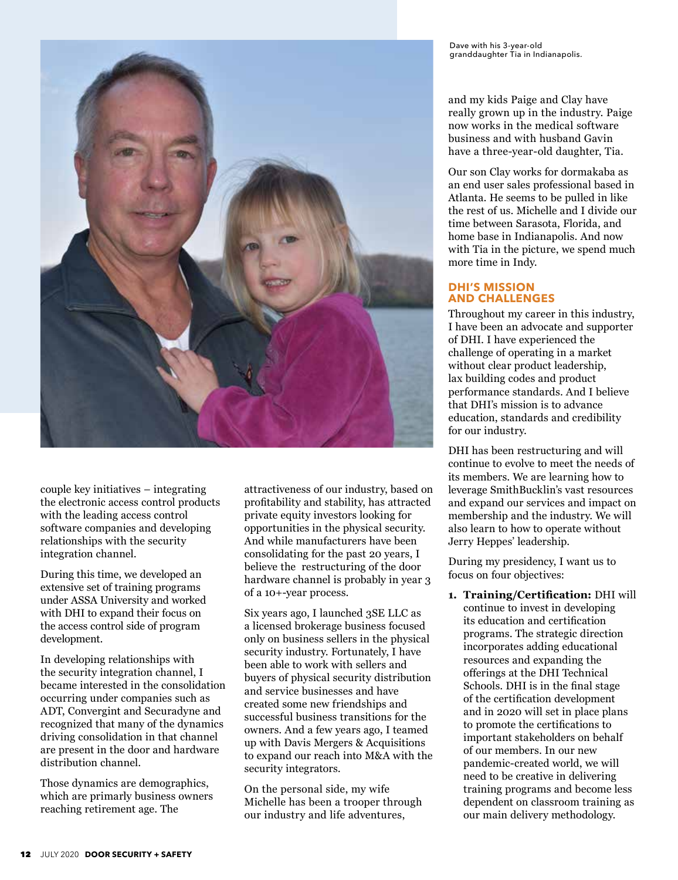Dave with his 3-year-old granddaughter Tia in Indianapolis.

couple key initiatives – integrating the electronic access control products with the leading access control software companies and developing relationships with the security integration channel.

During this time, we developed an extensive set of training programs under ASSA University and worked with DHI to expand their focus on the access control side of program development.

In developing relationships with the security integration channel, I became interested in the consolidation occurring under companies such as ADT, Convergint and Securadyne and recognized that many of the dynamics driving consolidation in that channel are present in the door and hardware distribution channel.

Those dynamics are demographics, which are primarily business owners reaching retirement age. The attractiveness of our industry, based on profitability and stability, has attracted private equity investors looking for opportunities in the physical security. And while manufacturers have been consolidating for the past 20 years, I believe the restructuring of the door hardware channel is probably in year 3 of a 10+-year process.

Six years ago, I launched 3SE LLC as a licensed brokerage business focused only on business sellers in the physical security industry. Fortunately, I have been able to work with sellers and buyers of physical security distribution and service businesses and have created some new friendships and successful business transitions for the owners. And a few years ago, I teamed up with Davis Mergers & Acquisitions to expand our reach into M&A with the security integrators.

On the personal side, my wife Michelle has been a trooper through our industry and life adventures, and my kids Paige and Clay have really grown up in the industry. Paige now works in the medical software business and with husband Gavin have a three-year-old daughter, Tia.

Our son Clay works for dormakaba as an end user sales professional based in Atlanta. He seems to be pulled in like the rest of us. Michelle and I divide our time between Sarasota, Florida, and home base in Indianapolis. And now with Tia in the picture, we spend much more time in Indy.

## DHI'S MISSION AND CHALLENGES

Throughout my career in this industry, I have been an advocate and supporter of DHI. I have experienced the challenge of operating in a market without clear product leadership, lax building codes and product performance standards. And I believe that DHI's mission is to advance education, standards and credibility for our industry.

DHI has been restructuring and will continue to evolve to meet the needs of its members. We are learning how to leverage SmithBucklin's vast resources and expand our services and impact on membership and the industry. We will also learn to how to operate without Jerry Heppes' leadership.

During my presidency, I want us to focus on four objectives:

1. **Training/Certification:** DHI will continue to invest in developing its education and certification programs. The strategic direction incorporates adding educational resources and expanding the offerings at the DHI Technical Schools. DHI is in the final stage of the certification development and in 2020 will set in place plans to promote the certifications to important stakeholders on behalf of our members. In our new pandemic-created world, we will need to be creative in delivering training programs and become less dependent on classroom training as our main delivery methodology.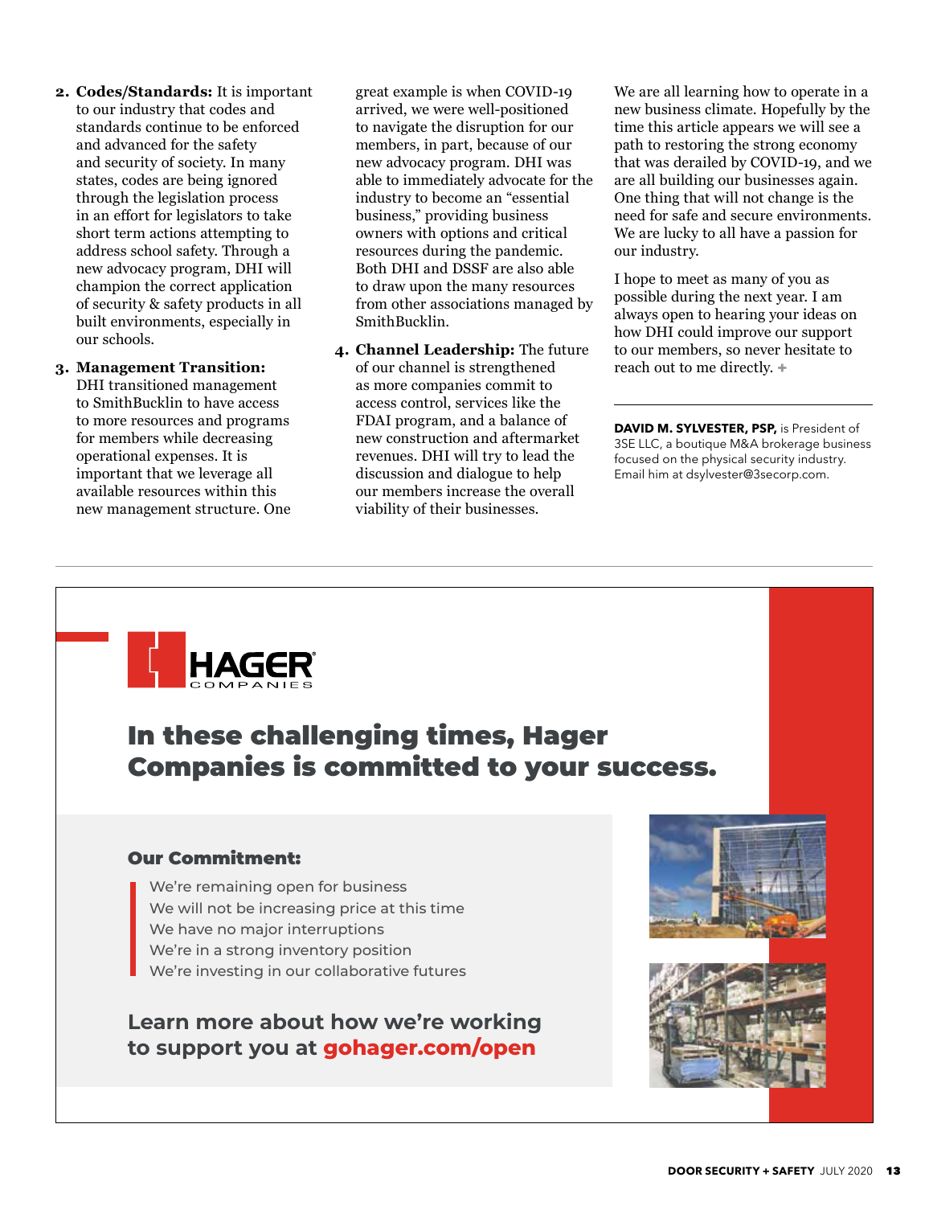2. **Codes/Standards:** It is important to our industry that codes and standards continue to be enforced and advanced for the safety and security of society. In many states, codes are being ignored through the legislation process in an effort for legislators to take short term actions attempting to address school safety. Through a new advocacy program, DHI will champion the correct application of security & safety products in all built environments, especially in our schools.

3. **Management Transition:** DHI transitioned management to SmithBucklin to have access to more resources and programs for members while decreasing operational expenses. It is important that we leverage all available resources within this new management structure. One great example is when COVID-19 arrived, we were well-positioned to navigate the disruption for our members, in part, because of our new advocacy program. DHI was able to immediately advocate for the industry to become an "essential business," providing business owners with options and critical resources during the pandemic. Both DHI and DSSF are also able to draw upon the many resources from other associations managed by SmithBucklin.

4. **Channel Leadership:** The future of our channel is strengthened as more companies commit to access control, services like the FDAI program, and a balance of new construction and aftermarket revenues. DHI will try to lead the discussion and dialogue to help our members increase the overall viability of their businesses.

We are all learning how to operate in a new business climate. Hopefully by the time this article appears we will see a path to restoring the strong economy that was derailed by COVID-19, and we are all building our businesses again. One thing that will not change is the need for safe and secure environments. We are lucky to all have a passion for our industry.

I hope to meet as many of you as possible during the next year. I am always open to hearing your ideas on how DHI could improve our support to our members, so never hesitate to reach out to me directly. +

---

**DAVID M. SYLVESTER, PSP,** is President of 3SE LLC, a boutique M&A brokerage business focused on the physical security industry. Email him at dsylvester@3secorp.com.

---

HAGER COMPANIES

## In these challenging times, Hager Companies is committed to your success.

### Our Commitment:

We're remaining open for business
We will not be increasing price at this time
We have no major interruptions
We're in a strong inventory position
We're investing in our collaborative futures

**Learn more about how we're working to support you at gohager.com/open**